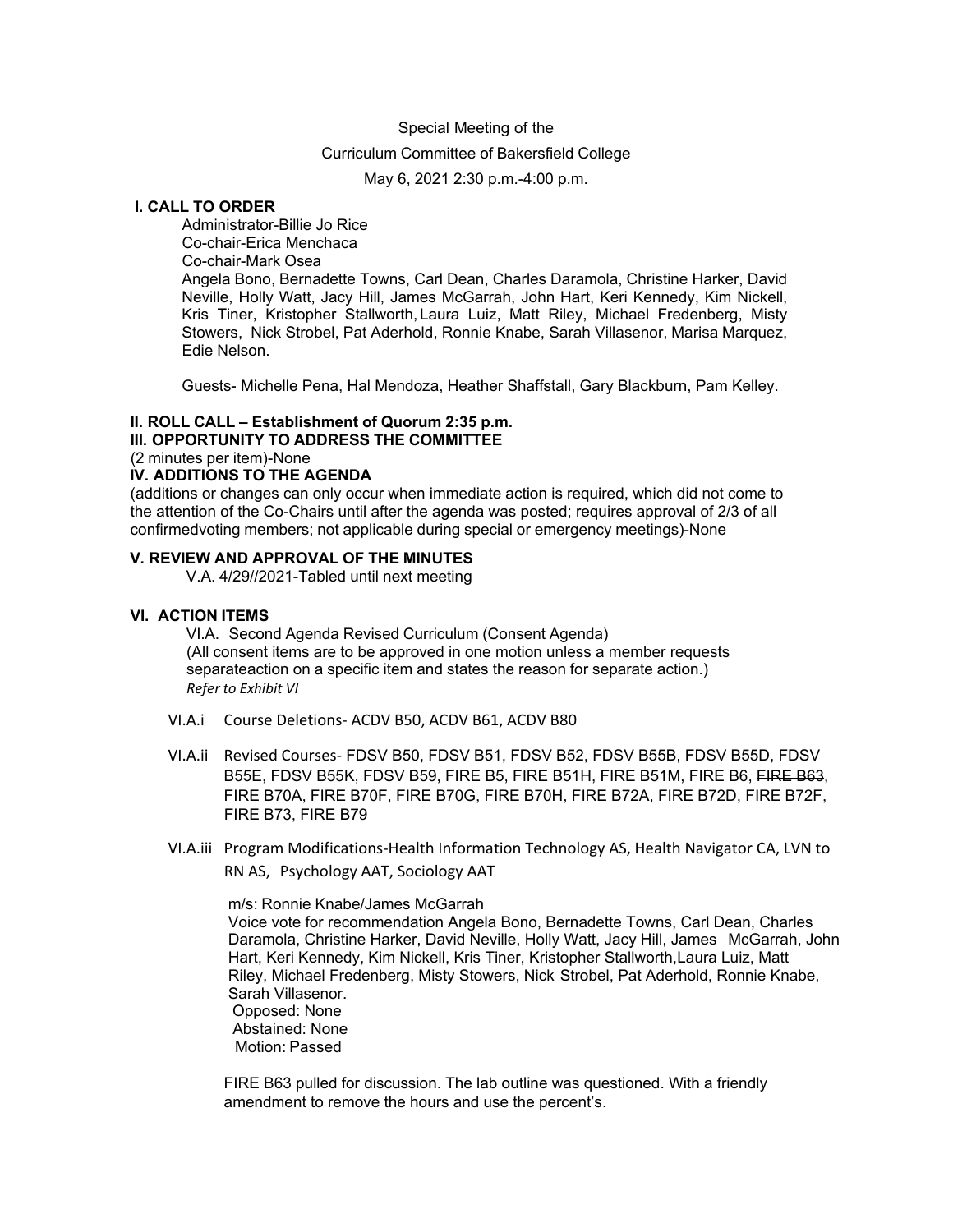Special Meeting of the

Curriculum Committee of Bakersfield College

May 6, 2021 2:30 p.m.-4:00 p.m.

## I. CALL TO ORDER

Administrator-Billie Jo Rice
Co-chair-Erica Menchaca
Co-chair-Mark Osea
Angela Bono, Bernadette Towns, Carl Dean, Charles Daramola, Christine Harker, David Neville, Holly Watt, Jacy Hill, James McGarrah, John Hart, Keri Kennedy, Kim Nickell, Kris Tiner, Kristopher Stallworth, Laura Luiz, Matt Riley, Michael Fredenberg, Misty Stowers, Nick Strobel, Pat Aderhold, Ronnie Knabe, Sarah Villasenor, Marisa Marquez, Edie Nelson.

Guests- Michelle Pena, Hal Mendoza, Heather Shaffstall, Gary Blackburn, Pam Kelley.

## II. ROLL CALL – Establishment of Quorum 2:35 p.m.

## III. OPPORTUNITY TO ADDRESS THE COMMITTEE

(2 minutes per item)-None

## IV. ADDITIONS TO THE AGENDA

(additions or changes can only occur when immediate action is required, which did not come to the attention of the Co-Chairs until after the agenda was posted; requires approval of 2/3 of all confirmedvoting members; not applicable during special or emergency meetings)-None

## V. REVIEW AND APPROVAL OF THE MINUTES

V.A. 4/29//2021-Tabled until next meeting

## VI. ACTION ITEMS

VI.A. Second Agenda Revised Curriculum (Consent Agenda)
(All consent items are to be approved in one motion unless a member requests separateaction on a specific item and states the reason for separate action.)
*Refer to Exhibit VI*

- VI.A.i Course Deletions- ACDV B50, ACDV B61, ACDV B80
- VI.A.ii Revised Courses- FDSV B50, FDSV B51, FDSV B52, FDSV B55B, FDSV B55D, FDSV B55E, FDSV B55K, FDSV B59, FIRE B5, FIRE B51H, FIRE B51M, FIRE B6, ~~FIRE B63~~, FIRE B70A, FIRE B70F, FIRE B70G, FIRE B70H, FIRE B72A, FIRE B72D, FIRE B72F, FIRE B73, FIRE B79
- VI.A.iii Program Modifications-Health Information Technology AS, Health Navigator CA, LVN to RN AS, Psychology AAT, Sociology AAT

m/s: Ronnie Knabe/James McGarrah
Voice vote for recommendation Angela Bono, Bernadette Towns, Carl Dean, Charles Daramola, Christine Harker, David Neville, Holly Watt, Jacy Hill, James McGarrah, John Hart, Keri Kennedy, Kim Nickell, Kris Tiner, Kristopher Stallworth, Laura Luiz, Matt Riley, Michael Fredenberg, Misty Stowers, Nick Strobel, Pat Aderhold, Ronnie Knabe, Sarah Villasenor.
Opposed: None
Abstained: None
Motion: Passed

FIRE B63 pulled for discussion. The lab outline was questioned. With a friendly amendment to remove the hours and use the percent's.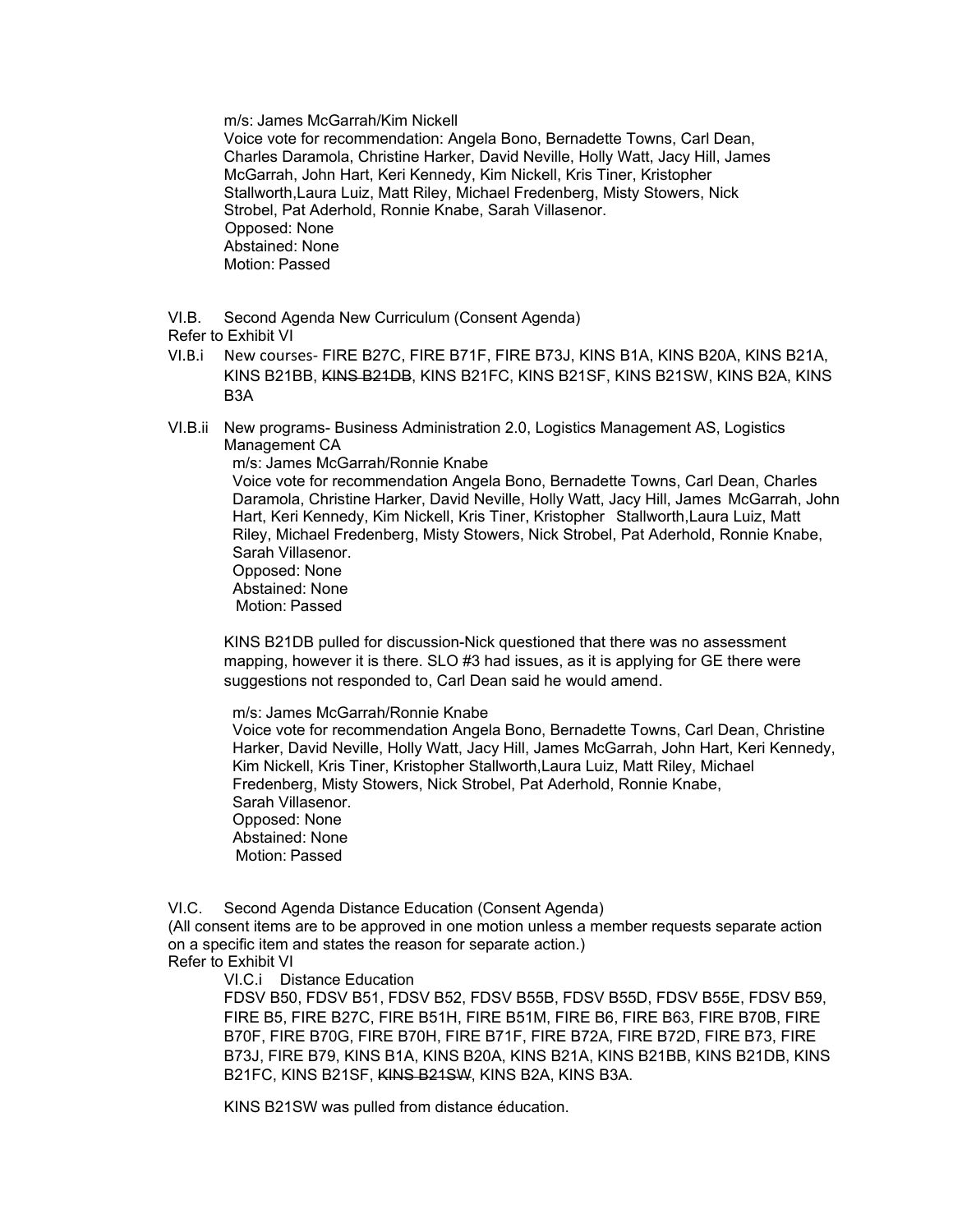m/s: James McGarrah/Kim Nickell
Voice vote for recommendation: Angela Bono, Bernadette Towns, Carl Dean, Charles Daramola, Christine Harker, David Neville, Holly Watt, Jacy Hill, James McGarrah, John Hart, Keri Kennedy, Kim Nickell, Kris Tiner, Kristopher Stallworth,Laura Luiz, Matt Riley, Michael Fredenberg, Misty Stowers, Nick Strobel, Pat Aderhold, Ronnie Knabe, Sarah Villasenor.
Opposed: None
Abstained: None
Motion: Passed

VI.B. Second Agenda New Curriculum (Consent Agenda)
Refer to Exhibit VI

VI.B.i New courses- FIRE B27C, FIRE B71F, FIRE B73J, KINS B1A, KINS B20A, KINS B21A, KINS B21BB, ~~KINS B21DB~~, KINS B21FC, KINS B21SF, KINS B21SW, KINS B2A, KINS B3A

VI.B.ii New programs- Business Administration 2.0, Logistics Management AS, Logistics Management CA
m/s: James McGarrah/Ronnie Knabe
Voice vote for recommendation Angela Bono, Bernadette Towns, Carl Dean, Charles Daramola, Christine Harker, David Neville, Holly Watt, Jacy Hill, James McGarrah, John Hart, Keri Kennedy, Kim Nickell, Kris Tiner, Kristopher Stallworth,Laura Luiz, Matt Riley, Michael Fredenberg, Misty Stowers, Nick Strobel, Pat Aderhold, Ronnie Knabe, Sarah Villasenor.
Opposed: None
Abstained: None
Motion: Passed

KINS B21DB pulled for discussion-Nick questioned that there was no assessment mapping, however it is there. SLO #3 had issues, as it is applying for GE there were suggestions not responded to, Carl Dean said he would amend.

m/s: James McGarrah/Ronnie Knabe
Voice vote for recommendation Angela Bono, Bernadette Towns, Carl Dean, Christine Harker, David Neville, Holly Watt, Jacy Hill, James McGarrah, John Hart, Keri Kennedy, Kim Nickell, Kris Tiner, Kristopher Stallworth,Laura Luiz, Matt Riley, Michael Fredenberg, Misty Stowers, Nick Strobel, Pat Aderhold, Ronnie Knabe, Sarah Villasenor.
Opposed: None
Abstained: None
Motion: Passed

VI.C. Second Agenda Distance Education (Consent Agenda)
(All consent items are to be approved in one motion unless a member requests separate action on a specific item and states the reason for separate action.)
Refer to Exhibit VI

VI.C.i Distance Education
FDSV B50, FDSV B51, FDSV B52, FDSV B55B, FDSV B55D, FDSV B55E, FDSV B59, FIRE B5, FIRE B27C, FIRE B51H, FIRE B51M, FIRE B6, FIRE B63, FIRE B70B, FIRE B70F, FIRE B70G, FIRE B70H, FIRE B71F, FIRE B72A, FIRE B72D, FIRE B73, FIRE B73J, FIRE B79, KINS B1A, KINS B20A, KINS B21A, KINS B21BB, KINS B21DB, KINS B21FC, KINS B21SF, ~~KINS B21SW~~, KINS B2A, KINS B3A.

KINS B21SW was pulled from distance éducation.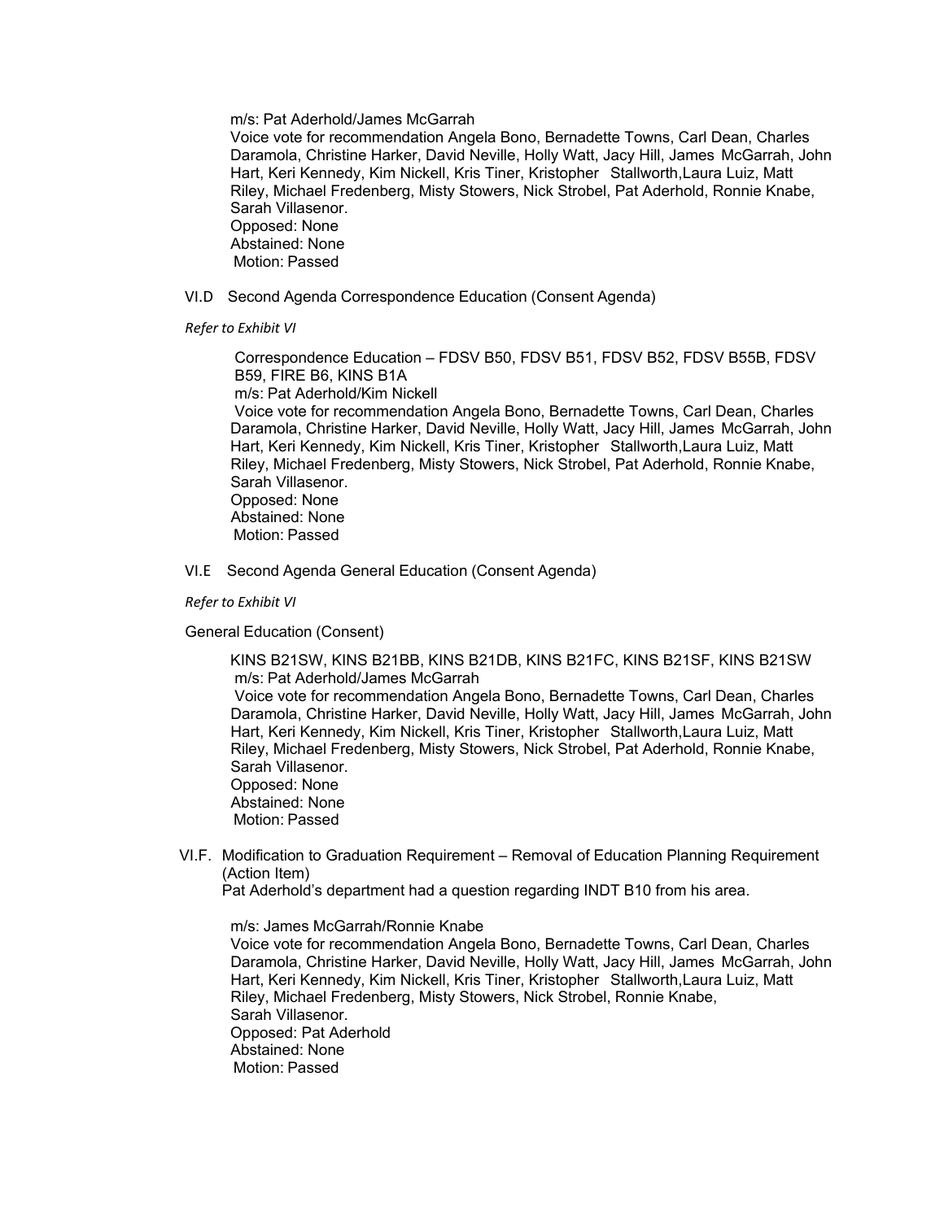m/s: Pat Aderhold/James McGarrah
Voice vote for recommendation Angela Bono, Bernadette Towns, Carl Dean, Charles Daramola, Christine Harker, David Neville, Holly Watt, Jacy Hill, James McGarrah, John Hart, Keri Kennedy, Kim Nickell, Kris Tiner, Kristopher Stallworth, Laura Luiz, Matt Riley, Michael Fredenberg, Misty Stowers, Nick Strobel, Pat Aderhold, Ronnie Knabe, Sarah Villasenor.
Opposed: None
Abstained: None
Motion: Passed

VI.D Second Agenda Correspondence Education (Consent Agenda)

*Refer to Exhibit VI*

Correspondence Education – FDSV B50, FDSV B51, FDSV B52, FDSV B55B, FDSV B59, FIRE B6, KINS B1A
m/s: Pat Aderhold/Kim Nickell
Voice vote for recommendation Angela Bono, Bernadette Towns, Carl Dean, Charles Daramola, Christine Harker, David Neville, Holly Watt, Jacy Hill, James McGarrah, John Hart, Keri Kennedy, Kim Nickell, Kris Tiner, Kristopher Stallworth, Laura Luiz, Matt Riley, Michael Fredenberg, Misty Stowers, Nick Strobel, Pat Aderhold, Ronnie Knabe, Sarah Villasenor.
Opposed: None
Abstained: None
Motion: Passed

VI.E Second Agenda General Education (Consent Agenda)

*Refer to Exhibit VI*

General Education (Consent)

KINS B21SW, KINS B21BB, KINS B21DB, KINS B21FC, KINS B21SF, KINS B21SW
m/s: Pat Aderhold/James McGarrah
Voice vote for recommendation Angela Bono, Bernadette Towns, Carl Dean, Charles Daramola, Christine Harker, David Neville, Holly Watt, Jacy Hill, James McGarrah, John Hart, Keri Kennedy, Kim Nickell, Kris Tiner, Kristopher Stallworth, Laura Luiz, Matt Riley, Michael Fredenberg, Misty Stowers, Nick Strobel, Pat Aderhold, Ronnie Knabe, Sarah Villasenor.
Opposed: None
Abstained: None
Motion: Passed

VI.F. Modification to Graduation Requirement – Removal of Education Planning Requirement (Action Item)
Pat Aderhold's department had a question regarding INDT B10 from his area.

m/s: James McGarrah/Ronnie Knabe
Voice vote for recommendation Angela Bono, Bernadette Towns, Carl Dean, Charles Daramola, Christine Harker, David Neville, Holly Watt, Jacy Hill, James McGarrah, John Hart, Keri Kennedy, Kim Nickell, Kris Tiner, Kristopher Stallworth, Laura Luiz, Matt Riley, Michael Fredenberg, Misty Stowers, Nick Strobel, Ronnie Knabe, Sarah Villasenor.
Opposed: Pat Aderhold
Abstained: None
Motion: Passed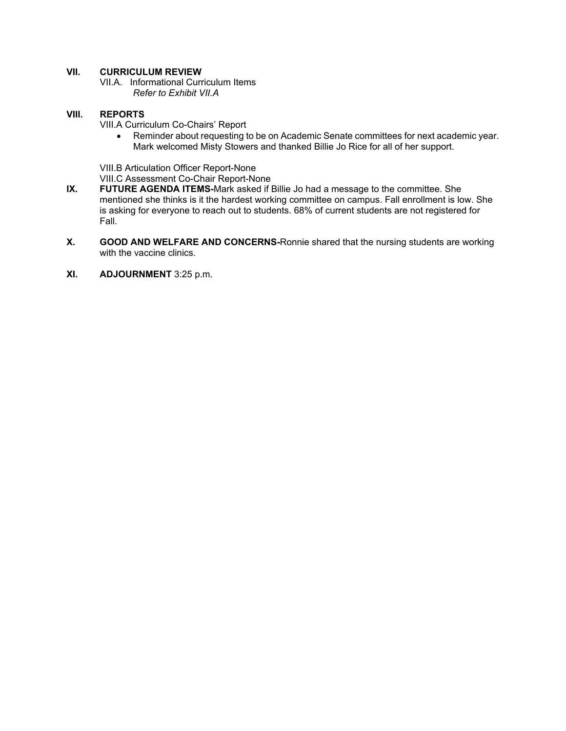**VII. CURRICULUM REVIEW**

VII.A. Informational Curriculum Items

*Refer to Exhibit VII.A*

**VIII. REPORTS**

VIII.A Curriculum Co-Chairs' Report

- Reminder about requesting to be on Academic Senate committees for next academic year. Mark welcomed Misty Stowers and thanked Billie Jo Rice for all of her support.

VIII.B Articulation Officer Report-None

VIII.C Assessment Co-Chair Report-None

**IX. FUTURE AGENDA ITEMS-**Mark asked if Billie Jo had a message to the committee. She mentioned she thinks is it the hardest working committee on campus. Fall enrollment is low. She is asking for everyone to reach out to students. 68% of current students are not registered for Fall.

**X. GOOD AND WELFARE AND CONCERNS-**Ronnie shared that the nursing students are working with the vaccine clinics.

**XI. ADJOURNMENT** 3:25 p.m.